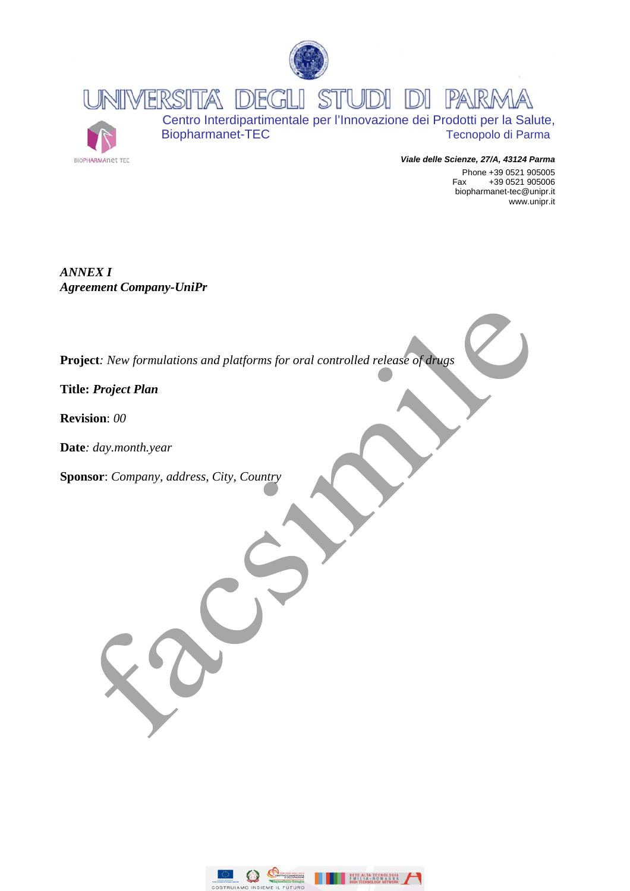UNIVERSITÀ DEGLI STUDI DI PARMA

Centro Interdipartimentale per l'Innovazione dei Prodotti per la Salute, Biopharmanet-TEC

Tecnopolo di Parma

BIOPHARMAnet TEC

***Viale delle Scienze, 27/A, 43124 Parma***

Phone +39 0521 905005
Fax +39 0521 905006
biopharmanet-tec@unipr.it
www.unipr.it

***ANNEX I***
***Agreement Company-UniPr***

**Project***: New formulations and platforms for oral controlled release of drugs*

**Title:** ***Project Plan***

**Revision**: *00*

**Date***: day.month.year*

**Sponsor**: *Company, address, City, Country*

facsimile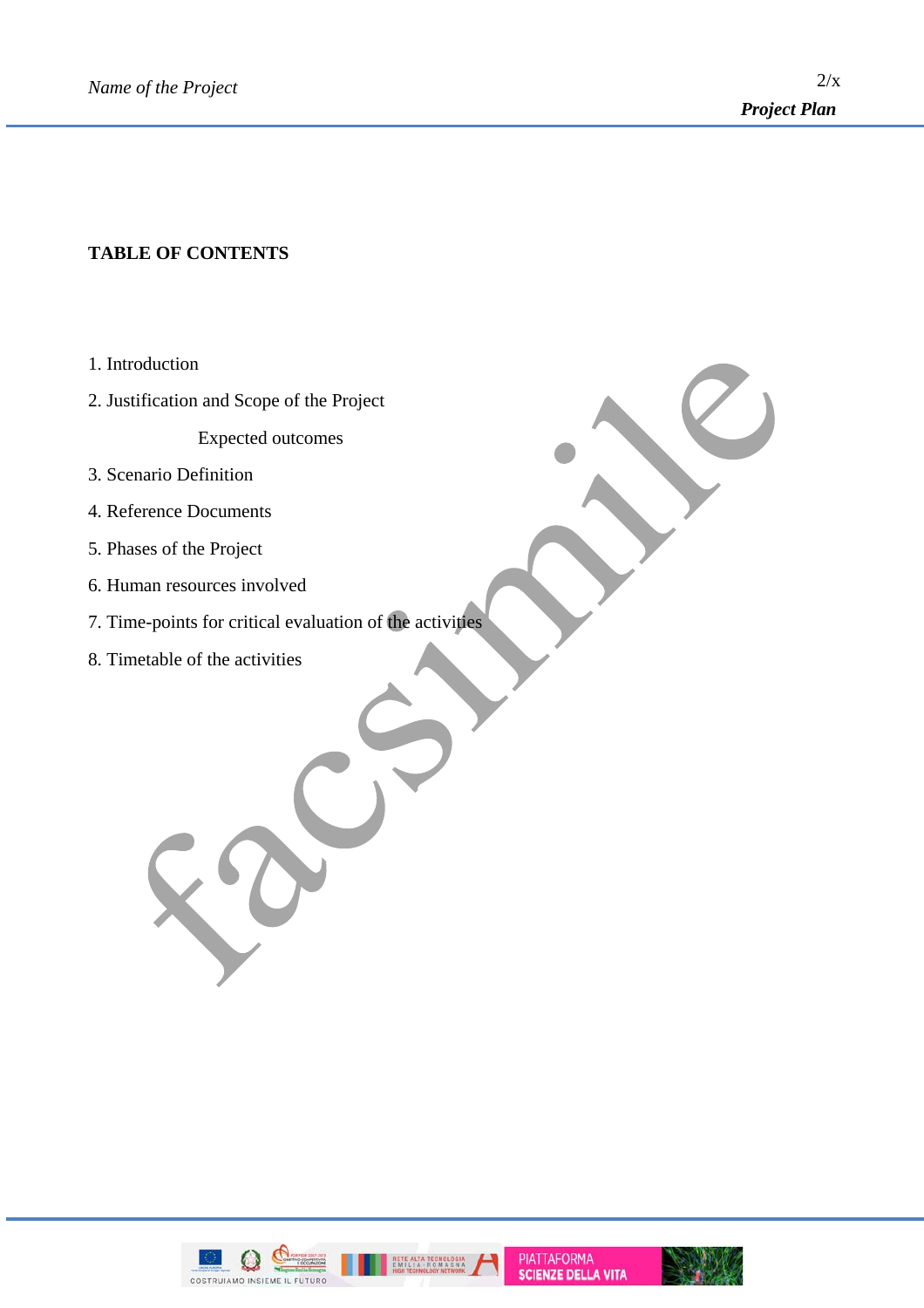**TABLE OF CONTENTS**

1. Introduction
2. Justification and Scope of the Project
    - Expected outcomes
3. Scenario Definition
4. Reference Documents
5. Phases of the Project
6. Human resources involved
7. Time-points for critical evaluation of the activities
8. Timetable of the activities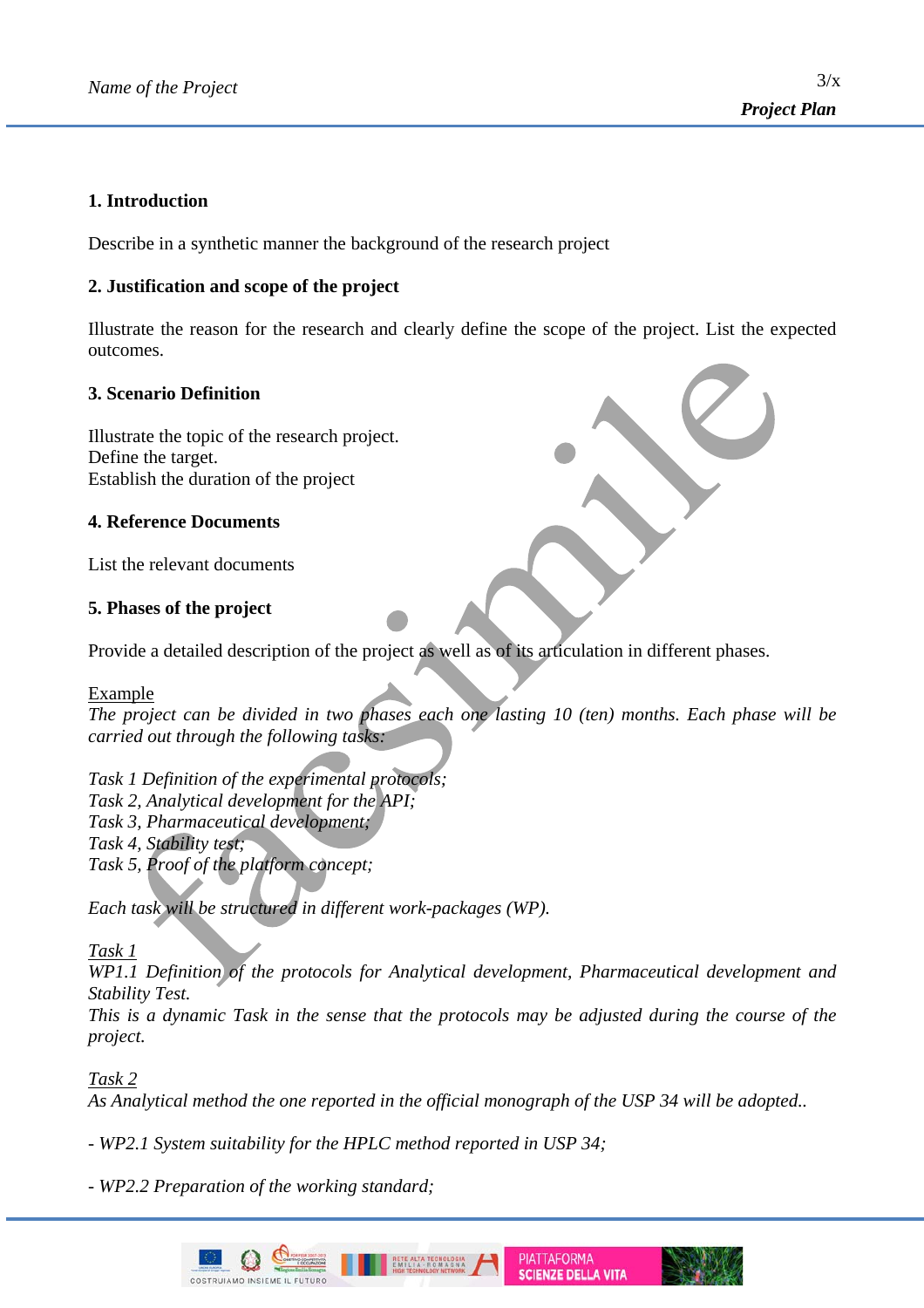## 1. Introduction

Describe in a synthetic manner the background of the research project

## 2. Justification and scope of the project

Illustrate the reason for the research and clearly define the scope of the project. List the expected outcomes.

## 3. Scenario Definition

Illustrate the topic of the research project.
Define the target.
Establish the duration of the project

## 4. Reference Documents

List the relevant documents

## 5. Phases of the project

Provide a detailed description of the project as well as of its articulation in different phases.

Example

*The project can be divided in two phases each one lasting 10 (ten) months. Each phase will be carried out through the following tasks:*

*Task 1 Definition of the experimental protocols;*
*Task 2, Analytical development for the API;*
*Task 3, Pharmaceutical development;*
*Task 4, Stability test;*
*Task 5, Proof of the platform concept;*

*Each task will be structured in different work-packages (WP).*

*Task 1*

*WP1.1 Definition of the protocols for Analytical development, Pharmaceutical development and Stability Test.*
*This is a dynamic Task in the sense that the protocols may be adjusted during the course of the project.*

*Task 2*

*As Analytical method the one reported in the official monograph of the USP 34 will be adopted..*

*- WP2.1 System suitability for the HPLC method reported in USP 34;*

*- WP2.2 Preparation of the working standard;*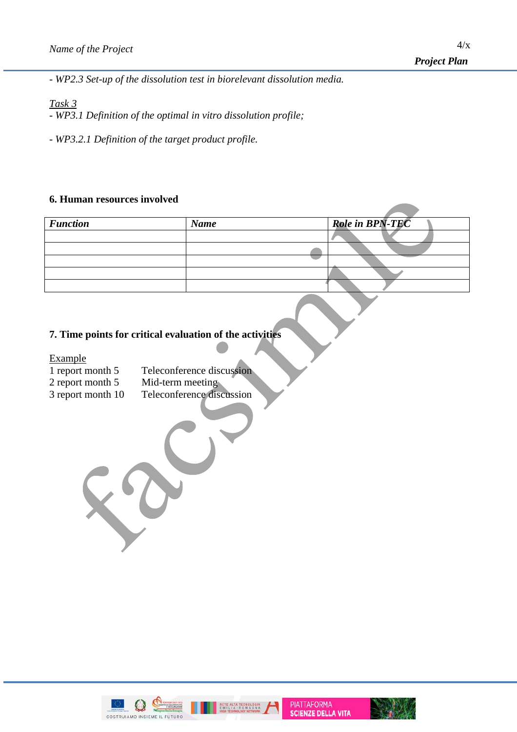- *WP2.3 Set-up of the dissolution test in biorelevant dissolution media.*

<u>*Task 3*</u>

- *WP3.1 Definition of the optimal in vitro dissolution profile;*

- *WP3.2.1 Definition of the target product profile.*

### 6. Human resources involved

| *Function* | *Name* | *Role in BPN-TEC* |
|---|---|---|
| | | |
| | | |
| | | |
| | | |
| | | |

### 7. Time points for critical evaluation of the activities

<u>Example</u>

1 report month 5 Teleconference discussion
2 report month 5 Mid-term meeting
3 report month 10 Teleconference discussion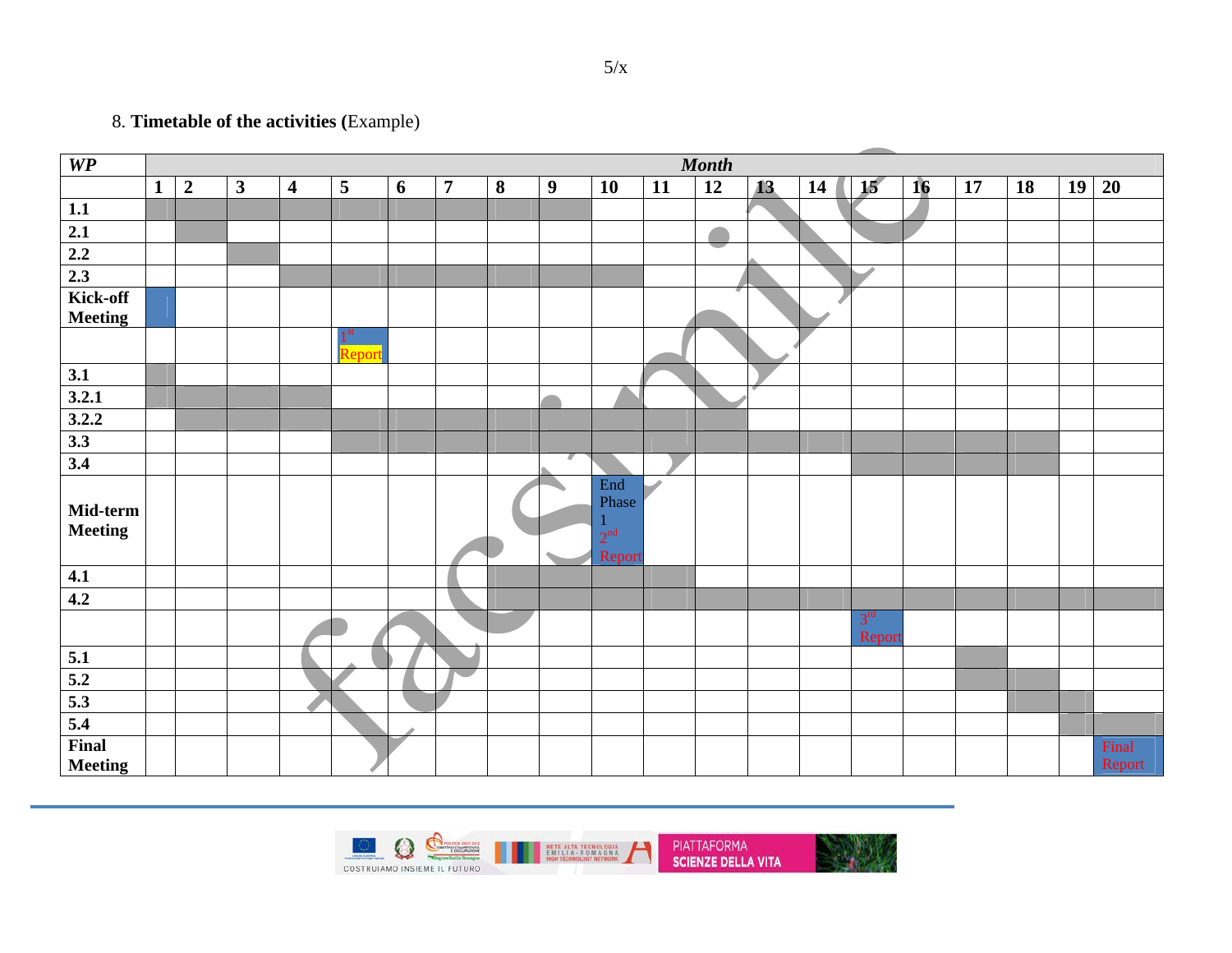8. **Timetable of the activities (**Example)

| *WP* | *Month* | | | | | | | | | | | | | | | | | | | |
|---|---|---|---|---|---|---|---|---|---|---|---|---|---|---|---|---|---|---|---|---|
| | **1** | **2** | **3** | **4** | **5** | **6** | **7** | **8** | **9** | **10** | **11** | **12** | **13** | **14** | **15** | **16** | **17** | **18** | **19** | **20** |
| **1.1** | | | | | | | | | | | | | | | | | | | | |
| **2.1** | | | | | | | | | | | | | | | | | | | | |
| **2.2** | | | | | | | | | | | | | | | | | | | | |
| **2.3** | | | | | | | | | | | | | | | | | | | | |
| **Kick-off Meeting** | | | | | | | | | | | | | | | | | | | | |
| | | | | | 1st Report | | | | | | | | | | | | | | | |
| **3.1** | | | | | | | | | | | | | | | | | | | | |
| **3.2.1** | | | | | | | | | | | | | | | | | | | | |
| **3.2.2** | | | | | | | | | | | | | | | | | | | | |
| **3.3** | | | | | | | | | | | | | | | | | | | | |
| **3.4** | | | | | | | | | | | | | | | | | | | | |
| **Mid-term Meeting** | | | | | | | | | | End Phase 1 2nd Report | | | | | | | | | | |
| **4.1** | | | | | | | | | | | | | | | | | | | | |
| **4.2** | | | | | | | | | | | | | | | | | | | | |
| | | | | | | | | | | | | | | | 3rd Report | | | | | |
| **5.1** | | | | | | | | | | | | | | | | | | | | |
| **5.2** | | | | | | | | | | | | | | | | | | | | |
| **5.3** | | | | | | | | | | | | | | | | | | | | |
| **5.4** | | | | | | | | | | | | | | | | | | | | |
| **Final Meeting** | | | | | | | | | | | | | | | | | | | | Final Report |